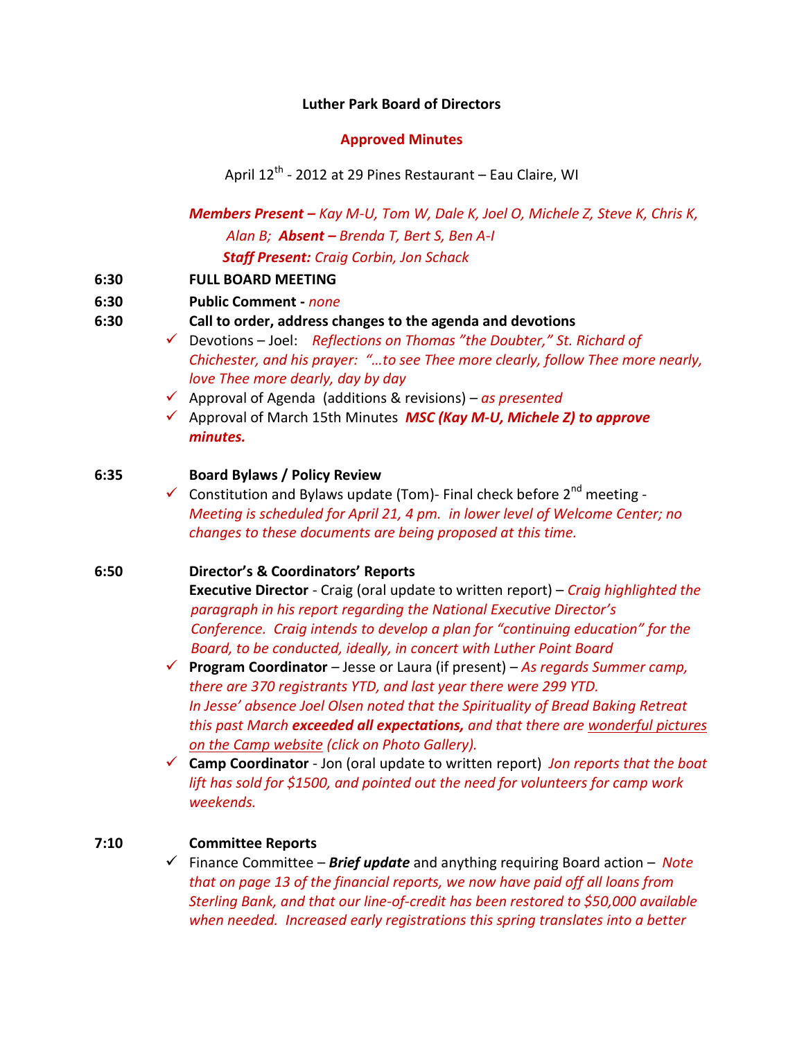**Luther Park Board of Directors**

**Approved Minutes**

April 12th - 2012 at 29 Pines Restaurant – Eau Claire, WI

***Members Present –*** *Kay M-U, Tom W, Dale K, Joel O, Michele Z, Steve K, Chris K, Alan B;* ***Absent –*** *Brenda T, Bert S, Ben A-I*

***Staff Present:*** *Craig Corbin, Jon Schack*

**6:30 FULL BOARD MEETING**

**6:30 Public Comment** - *none*

**6:30 Call to order, address changes to the agenda and devotions**

- ✓ Devotions – Joel: *Reflections on Thomas "the Doubter," St. Richard of Chichester, and his prayer: "…to see Thee more clearly, follow Thee more nearly, love Thee more dearly, day by day*
- ✓ Approval of Agenda (additions & revisions) – *as presented*
- ✓ Approval of March 15th Minutes ***MSC (Kay M-U, Michele Z) to approve minutes.***

**6:35 Board Bylaws / Policy Review**

- ✓ Constitution and Bylaws update (Tom)- Final check before 2nd meeting - *Meeting is scheduled for April 21, 4 pm. in lower level of Welcome Center; no changes to these documents are being proposed at this time.*

**6:50 Director's & Coordinators' Reports**

**Executive Director** - Craig (oral update to written report) – *Craig highlighted the paragraph in his report regarding the National Executive Director's Conference. Craig intends to develop a plan for "continuing education" for the Board, to be conducted, ideally, in concert with Luther Point Board*

- ✓ **Program Coordinator** – Jesse or Laura (if present) – *As regards Summer camp, there are 370 registrants YTD, and last year there were 299 YTD. In Jesse' absence Joel Olsen noted that the Spirituality of Bread Baking Retreat this past March* ***exceeded all expectations,*** *and that there are* <u>*wonderful pictures on the Camp website*</u> *(click on Photo Gallery).*
- ✓ **Camp Coordinator** - Jon (oral update to written report) *Jon reports that the boat lift has sold for $1500, and pointed out the need for volunteers for camp work weekends.*

**7:10 Committee Reports**

- ✓ Finance Committee – ***Brief update*** and anything requiring Board action – *Note that on page 13 of the financial reports, we now have paid off all loans from Sterling Bank, and that our line-of-credit has been restored to $50,000 available when needed. Increased early registrations this spring translates into a better*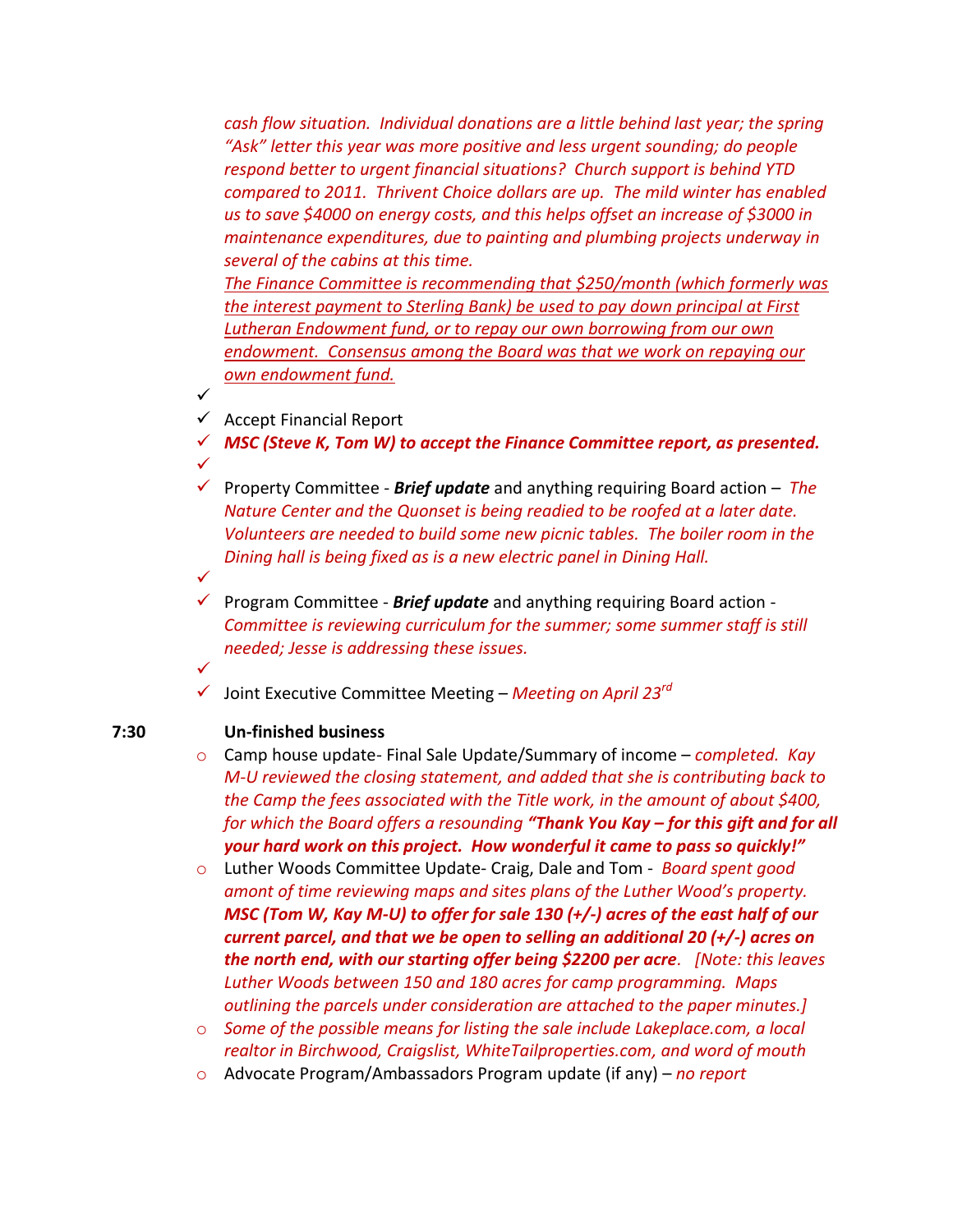*cash flow situation. Individual donations are a little behind last year; the spring "Ask" letter this year was more positive and less urgent sounding; do people respond better to urgent financial situations? Church support is behind YTD compared to 2011. Thrivent Choice dollars are up. The mild winter has enabled us to save $4000 on energy costs, and this helps offset an increase of $3000 in maintenance expenditures, due to painting and plumbing projects underway in several of the cabins at this time.*

*<u>The Finance Committee is recommending that $250/month (which formerly was the interest payment to Sterling Bank) be used to pay down principal at First Lutheran Endowment fund, or to repay our own borrowing from our own endowment. Consensus among the Board was that we work on repaying our own endowment fund.</u>*

- ✓
- ✓ Accept Financial Report
- ✓ ***MSC (Steve K, Tom W) to accept the Finance Committee report, as presented.***
- ✓
- ✓ Property Committee - ***Brief update*** and anything requiring Board action – *The Nature Center and the Quonset is being readied to be roofed at a later date. Volunteers are needed to build some new picnic tables. The boiler room in the Dining hall is being fixed as is a new electric panel in Dining Hall.*
- ✓
- ✓ Program Committee - ***Brief update*** and anything requiring Board action - *Committee is reviewing curriculum for the summer; some summer staff is still needed; Jesse is addressing these issues.*
- ✓
- ✓ Joint Executive Committee Meeting – *Meeting on April 23rd*

**7:30 Un-finished business**

- Camp house update- Final Sale Update/Summary of income – *completed. Kay M-U reviewed the closing statement, and added that she is contributing back to the Camp the fees associated with the Title work, in the amount of about $400, for which the Board offers a resounding* ***"Thank You Kay – for this gift and for all your hard work on this project. How wonderful it came to pass so quickly!"***
- Luther Woods Committee Update- Craig, Dale and Tom - *Board spent good amont of time reviewing maps and sites plans of the Luther Wood's property.* ***MSC (Tom W, Kay M-U) to offer for sale 130 (+/-) acres of the east half of our current parcel, and that we be open to selling an additional 20 (+/-) acres on the north end, with our starting offer being $2200 per acre****. [Note: this leaves Luther Woods between 150 and 180 acres for camp programming. Maps outlining the parcels under consideration are attached to the paper minutes.]*
- *Some of the possible means for listing the sale include Lakeplace.com, a local realtor in Birchwood, Craigslist, WhiteTailproperties.com, and word of mouth*
- Advocate Program/Ambassadors Program update (if any) – *no report*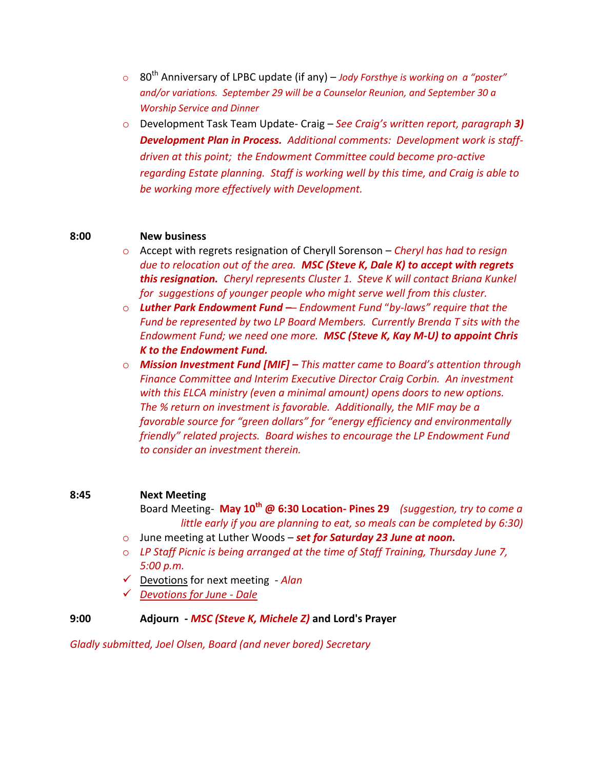- 80th Anniversary of LPBC update (if any) – *Jody Forsthye is working on a "poster" and/or variations. September 29 will be a Counselor Reunion, and September 30 a Worship Service and Dinner*
- Development Task Team Update- Craig – *See Craig's written report, paragraph **3) Development Plan in Process.** Additional comments: Development work is staff-driven at this point; the Endowment Committee could become pro-active regarding Estate planning. Staff is working well by this time, and Craig is able to be working more effectively with Development.*

**8:00** **New business**

- Accept with regrets resignation of Cheryll Sorenson – *Cheryl has had to resign due to relocation out of the area.* ***MSC (Steve K, Dale K) to accept with regrets this resignation.*** *Cheryl represents Cluster 1. Steve K will contact Briana Kunkel for suggestions of younger people who might serve well from this cluster.*
- ***Luther Park Endowment Fund –*** *– Endowment Fund "by-laws" require that the Fund be represented by two LP Board Members. Currently Brenda T sits with the Endowment Fund; we need one more.* ***MSC (Steve K, Kay M-U) to appoint Chris K to the Endowment Fund.***
- ***Mission Investment Fund [MIF] –*** *This matter came to Board's attention through Finance Committee and Interim Executive Director Craig Corbin. An investment with this ELCA ministry (even a minimal amount) opens doors to new options. The % return on investment is favorable. Additionally, the MIF may be a favorable source for "green dollars" for "energy efficiency and environmentally friendly" related projects. Board wishes to encourage the LP Endowment Fund to consider an investment therein.*

**8:45** **Next Meeting**

Board Meeting- **May 10th @ 6:30 Location- Pines 29** *(suggestion, try to come a little early if you are planning to eat, so meals can be completed by 6:30)*

- June meeting at Luther Woods – ***set for Saturday 23 June at noon.***
- *LP Staff Picnic is being arranged at the time of Staff Training, Thursday June 7, 5:00 p.m.*
- ✓ Devotions for next meeting - *Alan*
- ✓ *Devotions for June - Dale*

**9:00** **Adjourn -** ***MSC (Steve K, Michele Z)*** **and Lord's Prayer**

*Gladly submitted, Joel Olsen, Board (and never bored) Secretary*